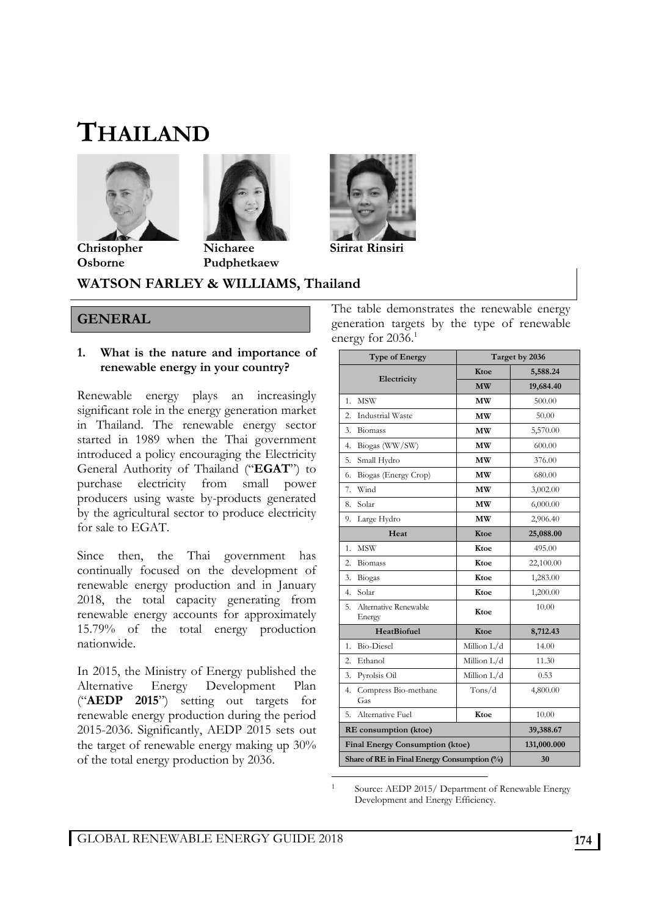# THAILAND

**Christopher Osborne** **Nicharee Pudphetkaew** **Sirirat Rinsiri**

**WATSON FARLEY & WILLIAMS, Thailand**

## GENERAL

### 1. What is the nature and importance of renewable energy in your country?

Renewable energy plays an increasingly significant role in the energy generation market in Thailand. The renewable energy sector started in 1989 when the Thai government introduced a policy encouraging the Electricity General Authority of Thailand ("**EGAT**") to purchase electricity from small power producers using waste by-products generated by the agricultural sector to produce electricity for sale to EGAT.

Since then, the Thai government has continually focused on the development of renewable energy production and in January 2018, the total capacity generating from renewable energy accounts for approximately 15.79% of the total energy production nationwide.

In 2015, the Ministry of Energy published the Alternative Energy Development Plan ("**AEDP 2015**") setting out targets for renewable energy production during the period 2015-2036. Significantly, AEDP 2015 sets out the target of renewable energy making up 30% of the total energy production by 2036.

The table demonstrates the renewable energy generation targets by the type of renewable energy for 2036.[1]

| Type of Energy | Target by 2036 | |
|---|---|---|
| **Electricity** | **Ktoe** | **5,588.24** |
| | **MW** | **19,684.40** |
| 1. MSW | **MW** | 500.00 |
| 2. Industrial Waste | **MW** | 50.00 |
| 3. Biomass | **MW** | 5,570.00 |
| 4. Biogas (WW/SW) | **MW** | 600.00 |
| 5. Small Hydro | **MW** | 376.00 |
| 6. Biogas (Energy Crop) | **MW** | 680.00 |
| 7. Wind | **MW** | 3,002.00 |
| 8. Solar | **MW** | 6,000.00 |
| 9. Large Hydro | **MW** | 2,906.40 |
| **Heat** | **Ktoe** | **25,088.00** |
| 1. MSW | **Ktoe** | 495.00 |
| 2. Biomass | **Ktoe** | 22,100.00 |
| 3. Biogas | **Ktoe** | 1,283.00 |
| 4. Solar | **Ktoe** | 1,200.00 |
| 5. Alternative Renewable Energy | **Ktoe** | 10.00 |
| **HeatBiofuel** | **Ktoe** | **8,712.43** |
| 1. Bio-Diesel | Million L/d | 14.00 |
| 2. Ethanol | Million L/d | 11.30 |
| 3. Pyrolsis Oil | Million L/d | 0.53 |
| 4. Compress Bio-methane Gas | Tons/d | 4,800.00 |
| 5. Alternative Fuel | **Ktoe** | 10.00 |
| **RE consumption (ktoe)** | | **39,388.67** |
| **Final Energy Consumption (ktoe)** | | **131,000.000** |
| **Share of RE in Final Energy Consumption (%)** | | **30** |

[1] Source: AEDP 2015/ Department of Renewable Energy Development and Energy Efficiency.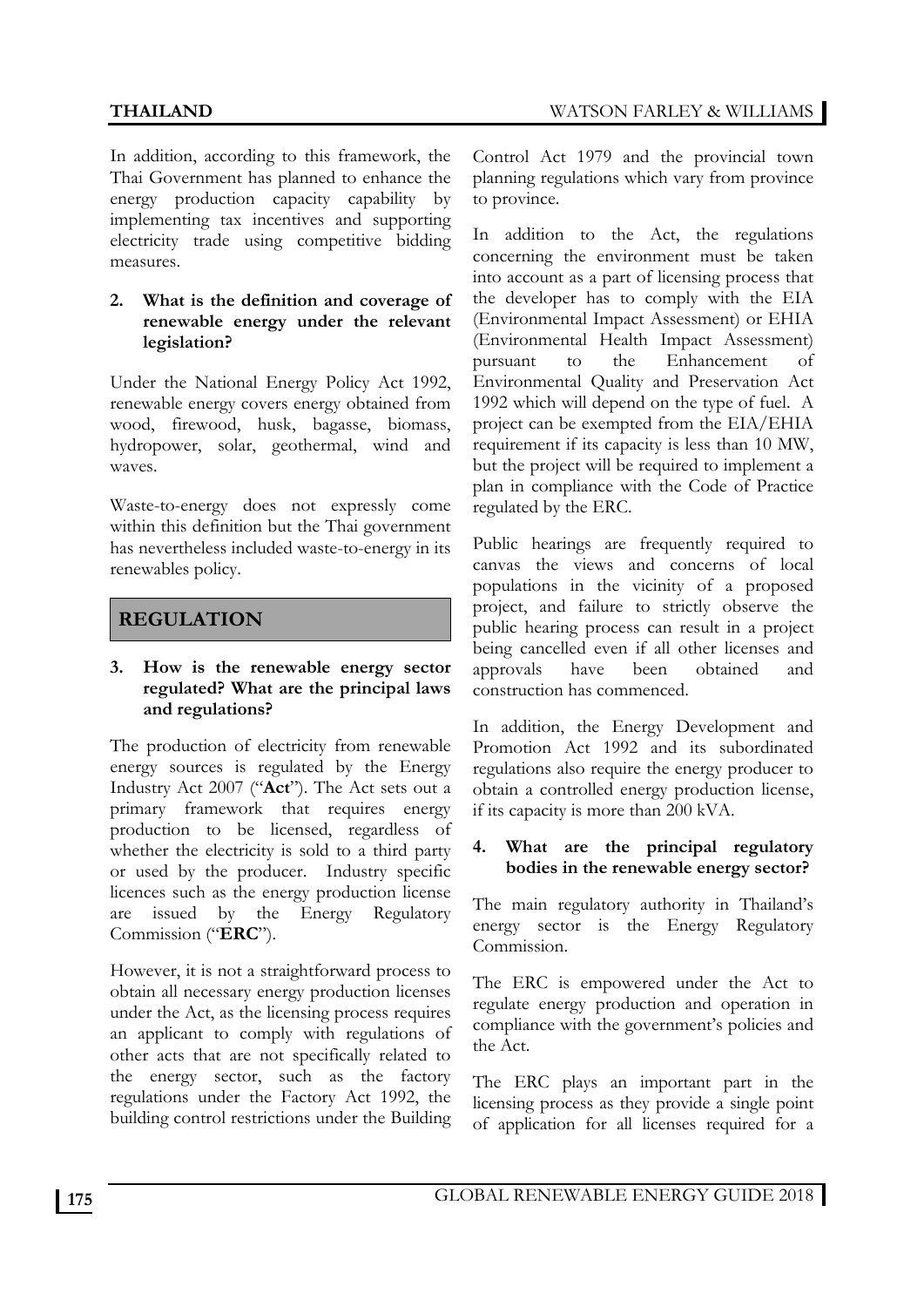In addition, according to this framework, the Thai Government has planned to enhance the energy production capacity capability by implementing tax incentives and supporting electricity trade using competitive bidding measures.

**2. What is the definition and coverage of renewable energy under the relevant legislation?**

Under the National Energy Policy Act 1992, renewable energy covers energy obtained from wood, firewood, husk, bagasse, biomass, hydropower, solar, geothermal, wind and waves.

Waste-to-energy does not expressly come within this definition but the Thai government has nevertheless included waste-to-energy in its renewables policy.

## REGULATION

**3. How is the renewable energy sector regulated? What are the principal laws and regulations?**

The production of electricity from renewable energy sources is regulated by the Energy Industry Act 2007 ("**Act**"). The Act sets out a primary framework that requires energy production to be licensed, regardless of whether the electricity is sold to a third party or used by the producer. Industry specific licences such as the energy production license are issued by the Energy Regulatory Commission ("**ERC**").

However, it is not a straightforward process to obtain all necessary energy production licenses under the Act, as the licensing process requires an applicant to comply with regulations of other acts that are not specifically related to the energy sector, such as the factory regulations under the Factory Act 1992, the building control restrictions under the Building Control Act 1979 and the provincial town planning regulations which vary from province to province.

In addition to the Act, the regulations concerning the environment must be taken into account as a part of licensing process that the developer has to comply with the EIA (Environmental Impact Assessment) or EHIA (Environmental Health Impact Assessment) pursuant to the Enhancement of Environmental Quality and Preservation Act 1992 which will depend on the type of fuel. A project can be exempted from the EIA/EHIA requirement if its capacity is less than 10 MW, but the project will be required to implement a plan in compliance with the Code of Practice regulated by the ERC.

Public hearings are frequently required to canvas the views and concerns of local populations in the vicinity of a proposed project, and failure to strictly observe the public hearing process can result in a project being cancelled even if all other licenses and approvals have been obtained and construction has commenced.

In addition, the Energy Development and Promotion Act 1992 and its subordinated regulations also require the energy producer to obtain a controlled energy production license, if its capacity is more than 200 kVA.

**4. What are the principal regulatory bodies in the renewable energy sector?**

The main regulatory authority in Thailand's energy sector is the Energy Regulatory Commission.

The ERC is empowered under the Act to regulate energy production and operation in compliance with the government's policies and the Act.

The ERC plays an important part in the licensing process as they provide a single point of application for all licenses required for a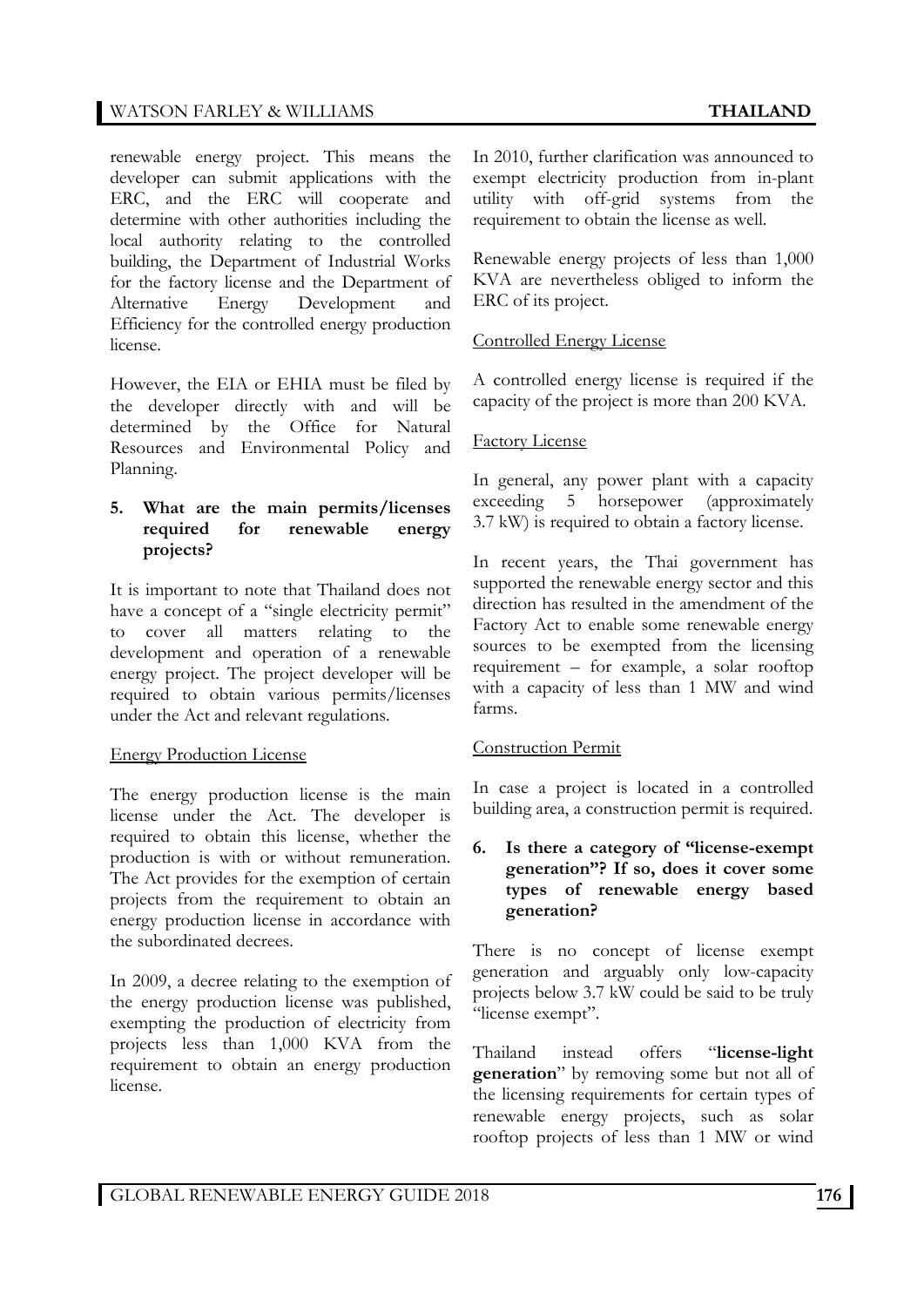renewable energy project. This means the developer can submit applications with the ERC, and the ERC will cooperate and determine with other authorities including the local authority relating to the controlled building, the Department of Industrial Works for the factory license and the Department of Alternative Energy Development and Efficiency for the controlled energy production license.

However, the EIA or EHIA must be filed by the developer directly with and will be determined by the Office for Natural Resources and Environmental Policy and Planning.

### 5. What are the main permits/licenses required for renewable energy projects?

It is important to note that Thailand does not have a concept of a "single electricity permit" to cover all matters relating to the development and operation of a renewable energy project. The project developer will be required to obtain various permits/licenses under the Act and relevant regulations.

<u>Energy Production License</u>

The energy production license is the main license under the Act. The developer is required to obtain this license, whether the production is with or without remuneration. The Act provides for the exemption of certain projects from the requirement to obtain an energy production license in accordance with the subordinated decrees.

In 2009, a decree relating to the exemption of the energy production license was published, exempting the production of electricity from projects less than 1,000 KVA from the requirement to obtain an energy production license.

In 2010, further clarification was announced to exempt electricity production from in-plant utility with off-grid systems from the requirement to obtain the license as well.

Renewable energy projects of less than 1,000 KVA are nevertheless obliged to inform the ERC of its project.

<u>Controlled Energy License</u>

A controlled energy license is required if the capacity of the project is more than 200 KVA.

<u>Factory License</u>

In general, any power plant with a capacity exceeding 5 horsepower (approximately 3.7 kW) is required to obtain a factory license.

In recent years, the Thai government has supported the renewable energy sector and this direction has resulted in the amendment of the Factory Act to enable some renewable energy sources to be exempted from the licensing requirement – for example, a solar rooftop with a capacity of less than 1 MW and wind farms.

<u>Construction Permit</u>

In case a project is located in a controlled building area, a construction permit is required.

### 6. Is there a category of "license-exempt generation"? If so, does it cover some types of renewable energy based generation?

There is no concept of license exempt generation and arguably only low-capacity projects below 3.7 kW could be said to be truly "license exempt".

Thailand instead offers "**license-light generation**" by removing some but not all of the licensing requirements for certain types of renewable energy projects, such as solar rooftop projects of less than 1 MW or wind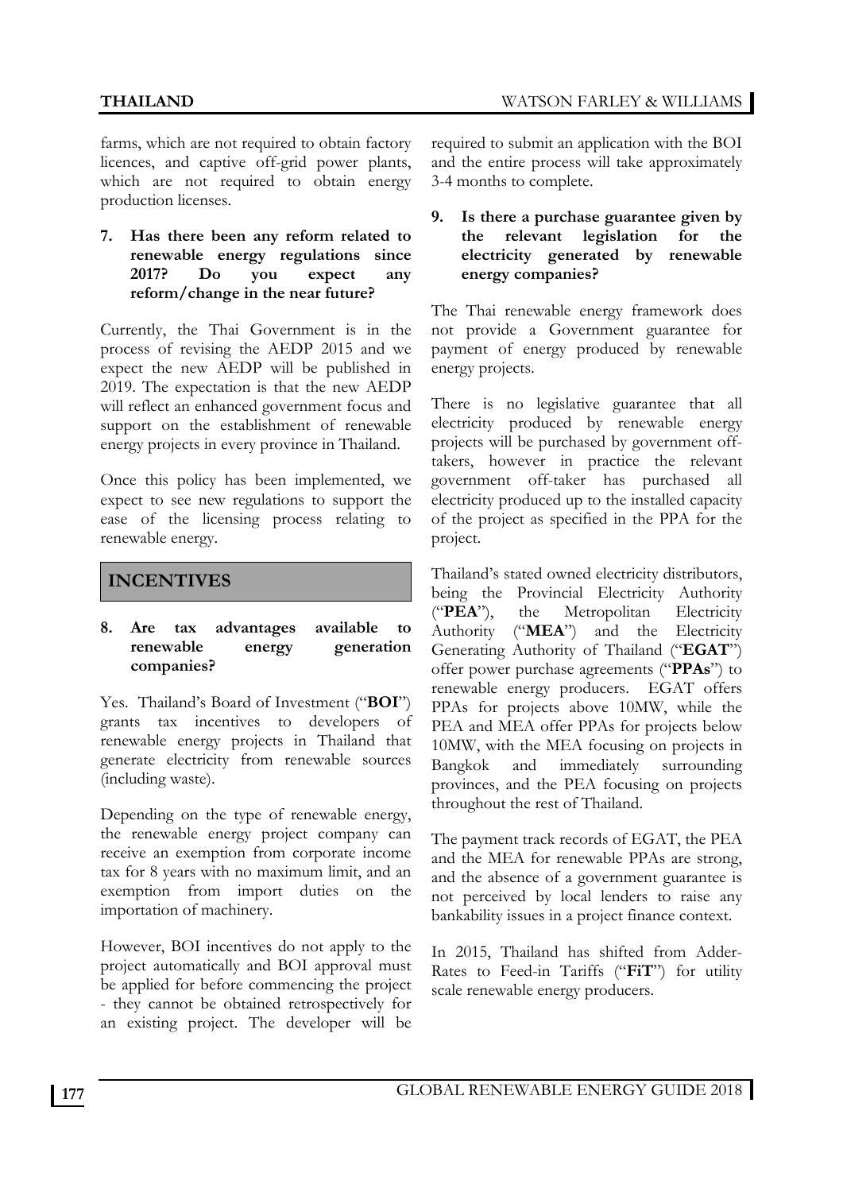farms, which are not required to obtain factory licences, and captive off-grid power plants, which are not required to obtain energy production licenses.

**7. Has there been any reform related to renewable energy regulations since 2017? Do you expect any reform/change in the near future?**

Currently, the Thai Government is in the process of revising the AEDP 2015 and we expect the new AEDP will be published in 2019. The expectation is that the new AEDP will reflect an enhanced government focus and support on the establishment of renewable energy projects in every province in Thailand.

Once this policy has been implemented, we expect to see new regulations to support the ease of the licensing process relating to renewable energy.

## INCENTIVES

**8. Are tax advantages available to renewable energy generation companies?**

Yes. Thailand's Board of Investment ("**BOI**") grants tax incentives to developers of renewable energy projects in Thailand that generate electricity from renewable sources (including waste).

Depending on the type of renewable energy, the renewable energy project company can receive an exemption from corporate income tax for 8 years with no maximum limit, and an exemption from import duties on the importation of machinery.

However, BOI incentives do not apply to the project automatically and BOI approval must be applied for before commencing the project - they cannot be obtained retrospectively for an existing project. The developer will be required to submit an application with the BOI and the entire process will take approximately 3-4 months to complete.

**9. Is there a purchase guarantee given by the relevant legislation for the electricity generated by renewable energy companies?**

The Thai renewable energy framework does not provide a Government guarantee for payment of energy produced by renewable energy projects.

There is no legislative guarantee that all electricity produced by renewable energy projects will be purchased by government off-takers, however in practice the relevant government off-taker has purchased all electricity produced up to the installed capacity of the project as specified in the PPA for the project.

Thailand's stated owned electricity distributors, being the Provincial Electricity Authority ("**PEA**"), the Metropolitan Electricity Authority ("**MEA**") and the Electricity Generating Authority of Thailand ("**EGAT**") offer power purchase agreements ("**PPAs**") to renewable energy producers. EGAT offers PPAs for projects above 10MW, while the PEA and MEA offer PPAs for projects below 10MW, with the MEA focusing on projects in Bangkok and immediately surrounding provinces, and the PEA focusing on projects throughout the rest of Thailand.

The payment track records of EGAT, the PEA and the MEA for renewable PPAs are strong, and the absence of a government guarantee is not perceived by local lenders to raise any bankability issues in a project finance context.

In 2015, Thailand has shifted from Adder-Rates to Feed-in Tariffs ("**FiT**") for utility scale renewable energy producers.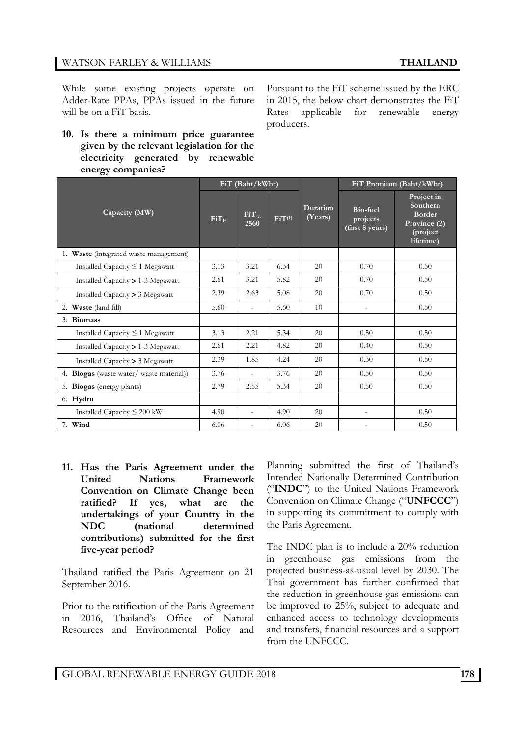While some existing projects operate on Adder-Rate PPAs, PPAs issued in the future will be on a FiT basis.

**10. Is there a minimum price guarantee given by the relevant legislation for the electricity generated by renewable energy companies?**

Pursuant to the FiT scheme issued by the ERC in 2015, the below chart demonstrates the FiT Rates applicable for renewable energy producers.

| Capacity (MW) | FiT (Baht/kWhr) | | | Duration (Years) | FiT Premium (Baht/kWhr) | |
|---|---|---|---|---|---|---|
| | $FiT_F$ | $FiT_{v,2560}$ | FiT(1) | | Bio-fuel projects (first 8 years) | Project in Southern Border Province (2) (project lifetime) |
| 1. **Waste** (integrated waste management) | | | | | | |
| Installed Capacity ≤ 1 Megawatt | 3.13 | 3.21 | 6.34 | 20 | 0.70 | 0.50 |
| Installed Capacity > 1-3 Megawatt | 2.61 | 3.21 | 5.82 | 20 | 0.70 | 0.50 |
| Installed Capacity > 3 Megawatt | 2.39 | 2.63 | 5.08 | 20 | 0.70 | 0.50 |
| 2. **Waste** (land fill) | 5.60 | - | 5.60 | 10 | - | 0.50 |
| 3. **Biomass** | | | | | | |
| Installed Capacity ≤ 1 Megawatt | 3.13 | 2.21 | 5.34 | 20 | 0.50 | 0.50 |
| Installed Capacity > 1-3 Megawatt | 2.61 | 2.21 | 4.82 | 20 | 0.40 | 0.50 |
| Installed Capacity > 3 Megawatt | 2.39 | 1.85 | 4.24 | 20 | 0.30 | 0.50 |
| 4. **Biogas** (waste water/ waste material)) | 3.76 | - | 3.76 | 20 | 0.50 | 0.50 |
| 5. **Biogas** (energy plants) | 2.79 | 2.55 | 5.34 | 20 | 0.50 | 0.50 |
| 6. **Hydro** | | | | | | |
| Installed Capacity ≤ 200 kW | 4.90 | - | 4.90 | 20 | - | 0.50 |
| 7. **Wind** | 6.06 | - | 6.06 | 20 | - | 0.50 |

**11. Has the Paris Agreement under the United Nations Framework Convention on Climate Change been ratified? If yes, what are the undertakings of your Country in the NDC (national determined contributions) submitted for the first five-year period?**

Thailand ratified the Paris Agreement on 21 September 2016.

Prior to the ratification of the Paris Agreement in 2016, Thailand's Office of Natural Resources and Environmental Policy and Planning submitted the first of Thailand's Intended Nationally Determined Contribution ("**INDC**") to the United Nations Framework Convention on Climate Change ("**UNFCCC**") in supporting its commitment to comply with the Paris Agreement.

The INDC plan is to include a 20% reduction in greenhouse gas emissions from the projected business-as-usual level by 2030. The Thai government has further confirmed that the reduction in greenhouse gas emissions can be improved to 25%, subject to adequate and enhanced access to technology developments and transfers, financial resources and a support from the UNFCCC.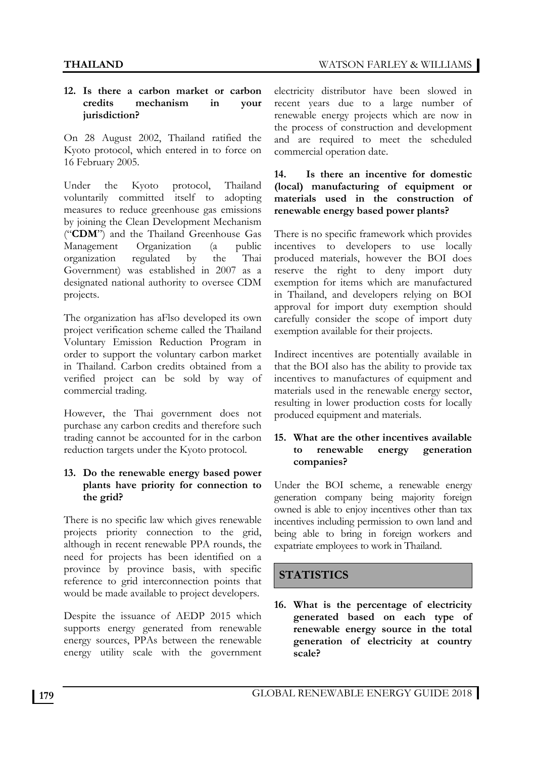**12. Is there a carbon market or carbon credits mechanism in your jurisdiction?**

On 28 August 2002, Thailand ratified the Kyoto protocol, which entered in to force on 16 February 2005.

Under the Kyoto protocol, Thailand voluntarily committed itself to adopting measures to reduce greenhouse gas emissions by joining the Clean Development Mechanism ("**CDM**") and the Thailand Greenhouse Gas Management Organization (a public organization regulated by the Thai Government) was established in 2007 as a designated national authority to oversee CDM projects.

The organization has aFlso developed its own project verification scheme called the Thailand Voluntary Emission Reduction Program in order to support the voluntary carbon market in Thailand. Carbon credits obtained from a verified project can be sold by way of commercial trading.

However, the Thai government does not purchase any carbon credits and therefore such trading cannot be accounted for in the carbon reduction targets under the Kyoto protocol.

**13. Do the renewable energy based power plants have priority for connection to the grid?**

There is no specific law which gives renewable projects priority connection to the grid, although in recent renewable PPA rounds, the need for projects has been identified on a province by province basis, with specific reference to grid interconnection points that would be made available to project developers.

Despite the issuance of AEDP 2015 which supports energy generated from renewable energy sources, PPAs between the renewable energy utility scale with the government electricity distributor have been slowed in recent years due to a large number of renewable energy projects which are now in the process of construction and development and are required to meet the scheduled commercial operation date.

**14. Is there an incentive for domestic (local) manufacturing of equipment or materials used in the construction of renewable energy based power plants?**

There is no specific framework which provides incentives to developers to use locally produced materials, however the BOI does reserve the right to deny import duty exemption for items which are manufactured in Thailand, and developers relying on BOI approval for import duty exemption should carefully consider the scope of import duty exemption available for their projects.

Indirect incentives are potentially available in that the BOI also has the ability to provide tax incentives to manufactures of equipment and materials used in the renewable energy sector, resulting in lower production costs for locally produced equipment and materials.

**15. What are the other incentives available to renewable energy generation companies?**

Under the BOI scheme, a renewable energy generation company being majority foreign owned is able to enjoy incentives other than tax incentives including permission to own land and being able to bring in foreign workers and expatriate employees to work in Thailand.

## STATISTICS

**16. What is the percentage of electricity generated based on each type of renewable energy source in the total generation of electricity at country scale?**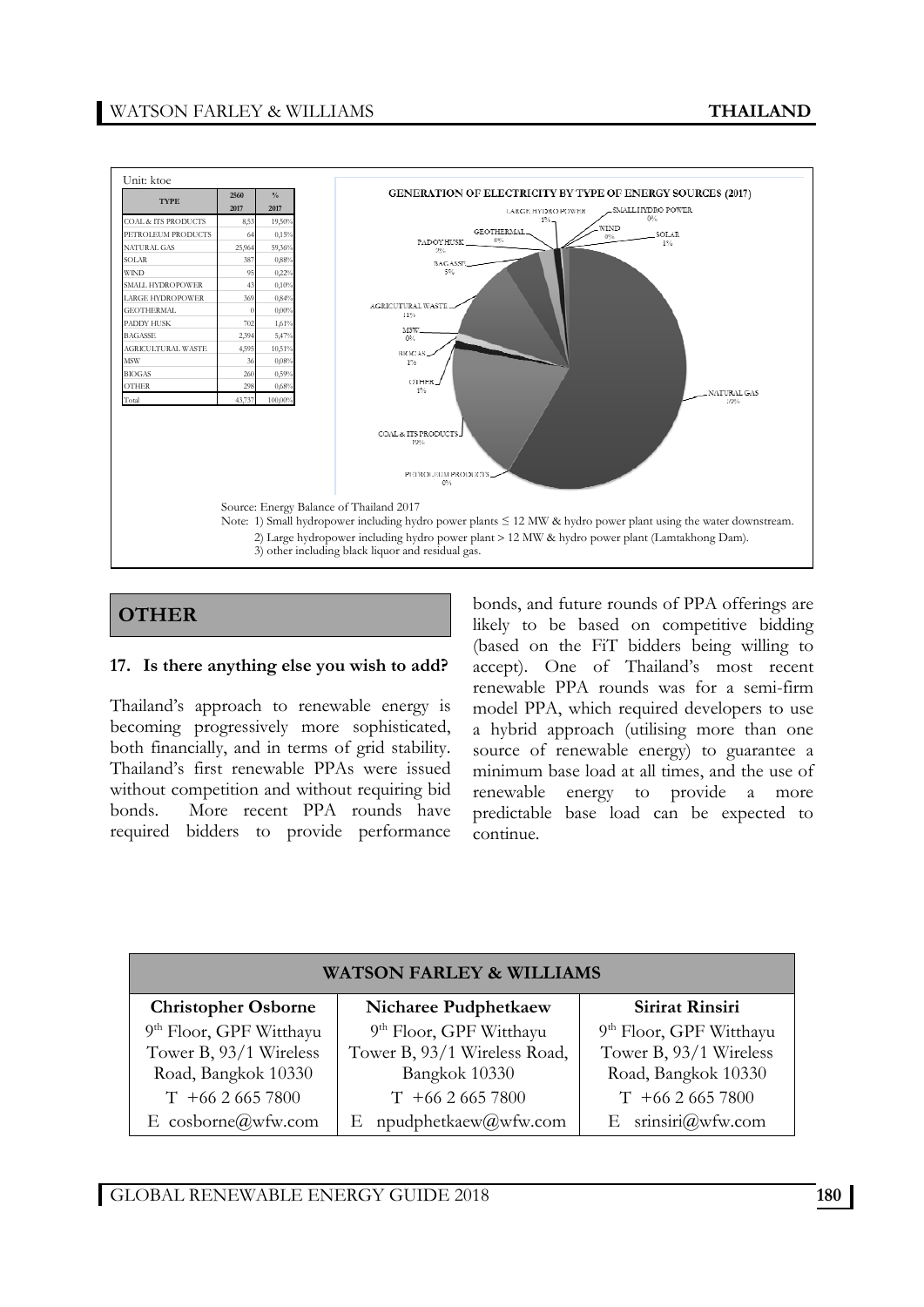Unit: ktoe

| TYPE | 2560 2017 | % 2017 |
|---|---|---|
| COAL & ITS PRODUCTS | 8,53 | 19,50% |
| PETROLEUM PRODUCTS | 64 | 0,15% |
| NATURAL GAS | 25,964 | 59,36% |
| SOLAR | 387 | 0,88% |
| WIND | 95 | 0,22% |
| SMALL HYDROPOWER | 43 | 0,10% |
| LARGE HYDROPOWER | 369 | 0,84% |
| GEOTHERMAL | 0 | 0,00% |
| PADDY HUSK | 702 | 1,61% |
| BAGASSE | 2,394 | 5,47% |
| AGRICULTURAL WASTE | 4,595 | 10,51% |
| MSW | 36 | 0,08% |
| BIOGAS | 260 | 0,59% |
| OTHER | 298 | 0,68% |
| Total | 43,737 | 100,00% |

GENERATION OF ELECTRICITY BY TYPE OF ENERGY SOURCES (2017)

LARGE HYDRO POWER 1%
SMALL HYDRO POWER 0%
GEOTHERMAL 0%
WIND 0%
SOLAR 1%
PADDY HUSK 2%
BAGASSE 5%
AGRICULTURAL WASTE 11%
MSW 0%
BIOGAS 1%
OTHER 1%
NATURAL GAS 59%
COAL & ITS PRODUCTS 19%
PETROLEUM PRODUCTS 0%

Source: Energy Balance of Thailand 2017

Note: 1) Small hydropower including hydro power plants ≤ 12 MW & hydro power plant using the water downstream.
2) Large hydropower including hydro power plant > 12 MW & hydro power plant (Lamtakhong Dam).
3) other including black liquor and residual gas.

## OTHER

### 17. Is there anything else you wish to add?

Thailand's approach to renewable energy is becoming progressively more sophisticated, both financially, and in terms of grid stability. Thailand's first renewable PPAs were issued without competition and without requiring bid bonds. More recent PPA rounds have required bidders to provide performance bonds, and future rounds of PPA offerings are likely to be based on competitive bidding (based on the FiT bidders being willing to accept). One of Thailand's most recent renewable PPA rounds was for a semi-firm model PPA, which required developers to use a hybrid approach (utilising more than one source of renewable energy) to guarantee a minimum base load at all times, and the use of renewable energy to provide a more predictable base load can be expected to continue.

| WATSON FARLEY & WILLIAMS | | |
|---|---|---|
| **Christopher Osborne** | **Nicharee Pudphetkaew** | **Sirirat Rinsiri** |
| 9th Floor, GPF Witthayu Tower B, 93/1 Wireless Road, Bangkok 10330 | 9th Floor, GPF Witthayu Tower B, 93/1 Wireless Road, Bangkok 10330 | 9th Floor, GPF Witthayu Tower B, 93/1 Wireless Road, Bangkok 10330 |
| T +66 2 665 7800 | T +66 2 665 7800 | T +66 2 665 7800 |
| E cosborne@wfw.com | E npudphetkaew@wfw.com | E srinsiri@wfw.com |